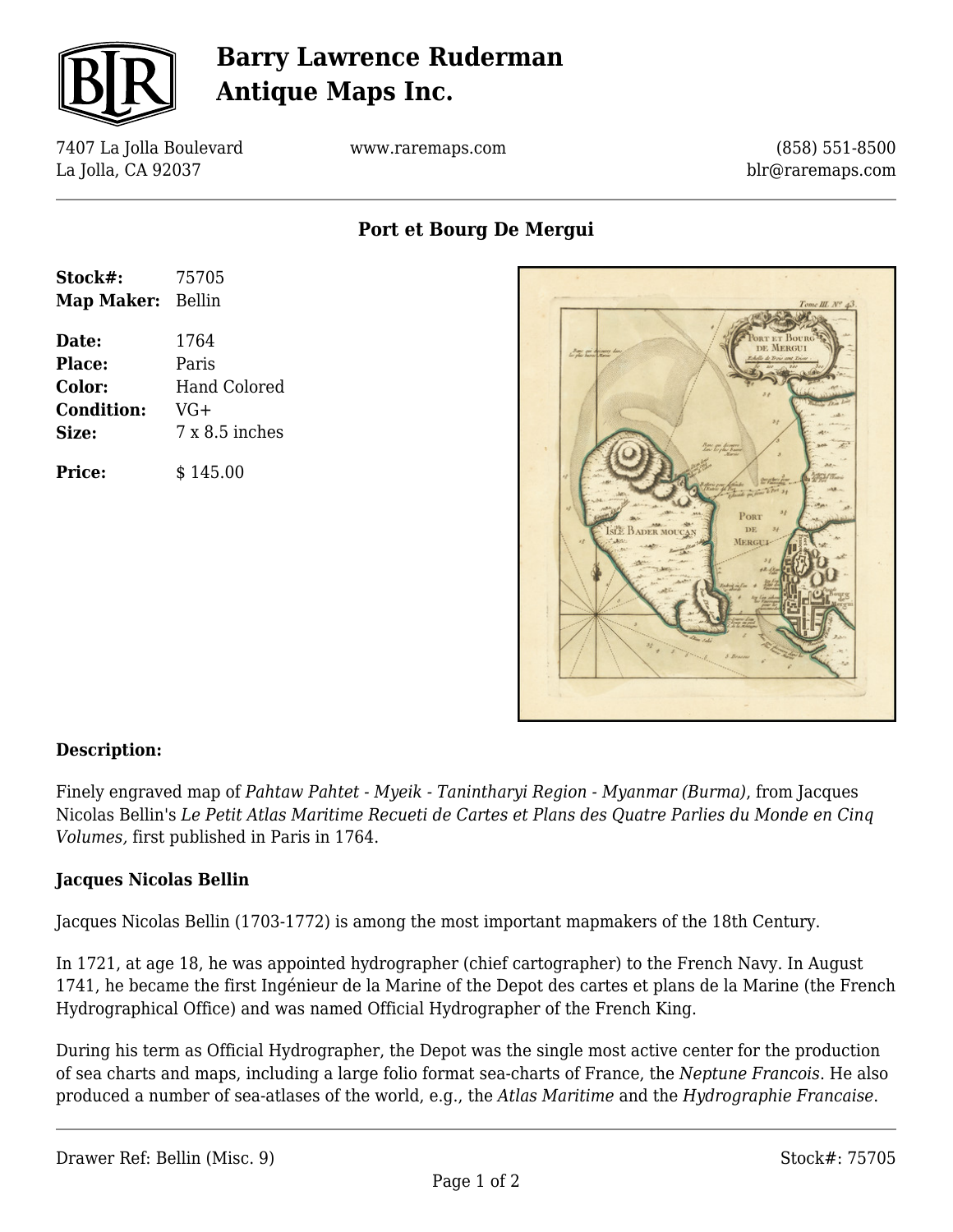# Barry Lawrence Ruderman Antique Maps Inc.

7407 La Jolla Boulevard
La Jolla, CA 92037

www.raremaps.com

(858) 551-8500
blr@raremaps.com

## Port et Bourg De Mergui

| | |
|---|---|
| **Stock#:** | 75705 |
| **Map Maker:** | Bellin |
| **Date:** | 1764 |
| **Place:** | Paris |
| **Color:** | Hand Colored |
| **Condition:** | VG+ |
| **Size:** | 7 x 8.5 inches |
| **Price:** | $ 145.00 |

**Description:**

Finely engraved map of *Pahtaw Pahtet - Myeik - Tanintharyi Region - Myanmar (Burma)*, from Jacques Nicolas Bellin's *Le Petit Atlas Maritime Recueti de Cartes et Plans des Quatre Parlies du Monde en Cinq Volumes,* first published in Paris in 1764.

**Jacques Nicolas Bellin**

Jacques Nicolas Bellin (1703-1772) is among the most important mapmakers of the 18th Century.

In 1721, at age 18, he was appointed hydrographer (chief cartographer) to the French Navy. In August 1741, he became the first Ingénieur de la Marine of the Depot des cartes et plans de la Marine (the French Hydrographical Office) and was named Official Hydrographer of the French King.

During his term as Official Hydrographer, the Depot was the single most active center for the production of sea charts and maps, including a large folio format sea-charts of France, the *Neptune Francois*. He also produced a number of sea-atlases of the world, e.g., the *Atlas Maritime* and the *Hydrographie Francaise*.

Drawer Ref: Bellin (Misc. 9)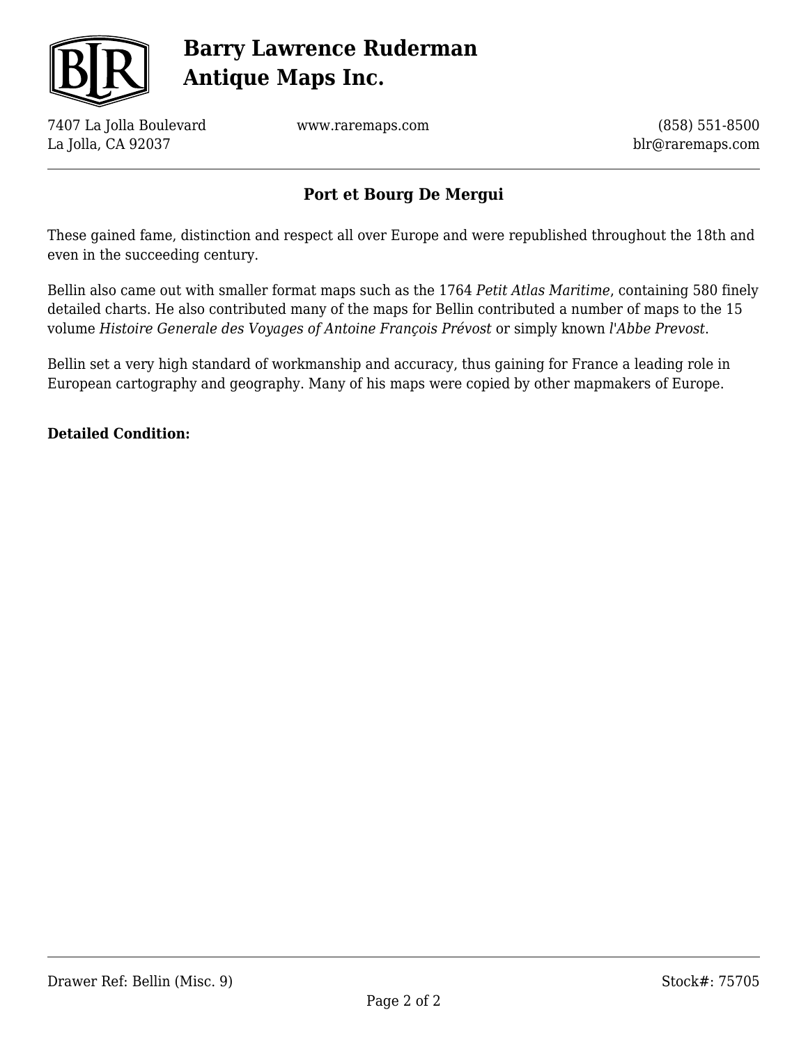## Port et Bourg De Mergui

These gained fame, distinction and respect all over Europe and were republished throughout the 18th and even in the succeeding century.

Bellin also came out with smaller format maps such as the 1764 *Petit Atlas Maritime*, containing 580 finely detailed charts. He also contributed many of the maps for Bellin contributed a number of maps to the 15 volume *Histoire Generale des Voyages of Antoine François Prévost* or simply known *l'Abbe Prevost*.

Bellin set a very high standard of workmanship and accuracy, thus gaining for France a leading role in European cartography and geography. Many of his maps were copied by other mapmakers of Europe.

**Detailed Condition:**